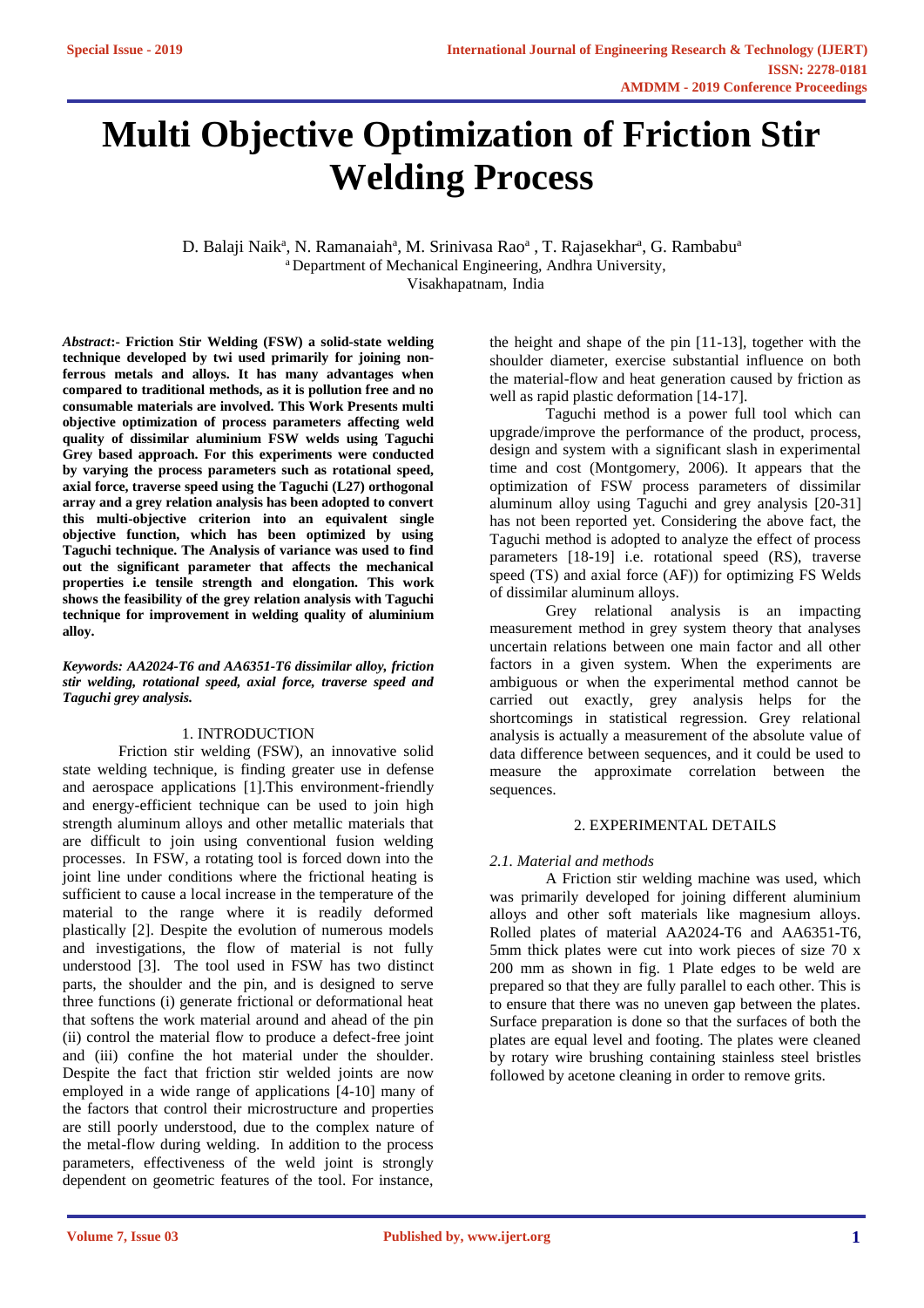# Multi Objective Optimization of Friction Stir Welding Process

D. Balaji Naik[a], N. Ramanaiah[a], M. Srinivasa Rao[a] , T. Rajasekhar[a], G. Rambabu[a]
[a] Department of Mechanical Engineering, Andhra University,
Visakhapatnam, India

***Abstract*:- Friction Stir Welding (FSW) a solid-state welding technique developed by twi used primarily for joining non-ferrous metals and alloys. It has many advantages when compared to traditional methods, as it is pollution free and no consumable materials are involved. This Work Presents multi objective optimization of process parameters affecting weld quality of dissimilar aluminium FSW welds using Taguchi Grey based approach. For this experiments were conducted by varying the process parameters such as rotational speed, axial force, traverse speed using the Taguchi (L27) orthogonal array and a grey relation analysis has been adopted to convert this multi-objective criterion into an equivalent single objective function, which has been optimized by using Taguchi technique. The Analysis of variance was used to find out the significant parameter that affects the mechanical properties i.e tensile strength and elongation. This work shows the feasibility of the grey relation analysis with Taguchi technique for improvement in welding quality of aluminium alloy.**

***Keywords: AA2024-T6 and AA6351-T6 dissimilar alloy, friction stir welding, rotational speed, axial force, traverse speed and Taguchi grey analysis.***

## 1. INTRODUCTION

Friction stir welding (FSW), an innovative solid state welding technique, is finding greater use in defense and aerospace applications [1].This environment-friendly and energy-efficient technique can be used to join high strength aluminum alloys and other metallic materials that are difficult to join using conventional fusion welding processes. In FSW, a rotating tool is forced down into the joint line under conditions where the frictional heating is sufficient to cause a local increase in the temperature of the material to the range where it is readily deformed plastically [2]. Despite the evolution of numerous models and investigations, the flow of material is not fully understood [3]. The tool used in FSW has two distinct parts, the shoulder and the pin, and is designed to serve three functions (i) generate frictional or deformational heat that softens the work material around and ahead of the pin (ii) control the material flow to produce a defect-free joint and (iii) confine the hot material under the shoulder. Despite the fact that friction stir welded joints are now employed in a wide range of applications [4-10] many of the factors that control their microstructure and properties are still poorly understood, due to the complex nature of the metal-flow during welding. In addition to the process parameters, effectiveness of the weld joint is strongly dependent on geometric features of the tool. For instance, the height and shape of the pin [11-13], together with the shoulder diameter, exercise substantial influence on both the material-flow and heat generation caused by friction as well as rapid plastic deformation [14-17].

Taguchi method is a power full tool which can upgrade/improve the performance of the product, process, design and system with a significant slash in experimental time and cost (Montgomery, 2006). It appears that the optimization of FSW process parameters of dissimilar aluminum alloy using Taguchi and grey analysis [20-31] has not been reported yet. Considering the above fact, the Taguchi method is adopted to analyze the effect of process parameters [18-19] i.e. rotational speed (RS), traverse speed (TS) and axial force (AF)) for optimizing FS Welds of dissimilar aluminum alloys.

Grey relational analysis is an impacting measurement method in grey system theory that analyses uncertain relations between one main factor and all other factors in a given system. When the experiments are ambiguous or when the experimental method cannot be carried out exactly, grey analysis helps for the shortcomings in statistical regression. Grey relational analysis is actually a measurement of the absolute value of data difference between sequences, and it could be used to measure the approximate correlation between the sequences.

## 2. EXPERIMENTAL DETAILS

### *2.1. Material and methods*

A Friction stir welding machine was used, which was primarily developed for joining different aluminium alloys and other soft materials like magnesium alloys. Rolled plates of material AA2024-T6 and AA6351-T6, 5mm thick plates were cut into work pieces of size 70 x 200 mm as shown in fig. 1 Plate edges to be weld are prepared so that they are fully parallel to each other. This is to ensure that there was no uneven gap between the plates. Surface preparation is done so that the surfaces of both the plates are equal level and footing. The plates were cleaned by rotary wire brushing containing stainless steel bristles followed by acetone cleaning in order to remove grits.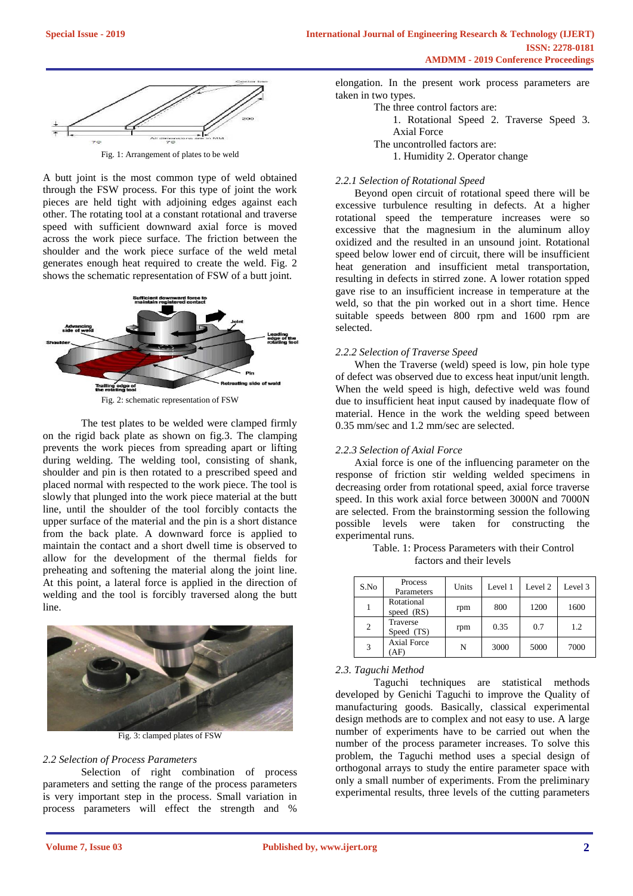Fig. 1: Arrangement of plates to be weld

A butt joint is the most common type of weld obtained through the FSW process. For this type of joint the work pieces are held tight with adjoining edges against each other. The rotating tool at a constant rotational and traverse speed with sufficient downward axial force is moved across the work piece surface. The friction between the shoulder and the work piece surface of the weld metal generates enough heat required to create the weld. Fig. 2 shows the schematic representation of FSW of a butt joint.

Fig. 2: schematic representation of FSW

The test plates to be welded were clamped firmly on the rigid back plate as shown on fig.3. The clamping prevents the work pieces from spreading apart or lifting during welding. The welding tool, consisting of shank, shoulder and pin is then rotated to a prescribed speed and placed normal with respected to the work piece. The tool is slowly that plunged into the work piece material at the butt line, until the shoulder of the tool forcibly contacts the upper surface of the material and the pin is a short distance from the back plate. A downward force is applied to maintain the contact and a short dwell time is observed to allow for the development of the thermal fields for preheating and softening the material along the joint line. At this point, a lateral force is applied in the direction of welding and the tool is forcibly traversed along the butt line.

Fig. 3: clamped plates of FSW

### *2.2 Selection of Process Parameters*

Selection of right combination of process parameters and setting the range of the process parameters is very important step in the process. Small variation in process parameters will effect the strength and % elongation. In the present work process parameters are taken in two types.

The three control factors are:

1. Rotational Speed 2. Traverse Speed 3. Axial Force

The uncontrolled factors are:

1. Humidity 2. Operator change

#### *2.2.1 Selection of Rotational Speed*

Beyond open circuit of rotational speed there will be excessive turbulence resulting in defects. At a higher rotational speed the temperature increases were so excessive that the magnesium in the aluminum alloy oxidized and the resulted in an unsound joint. Rotational speed below lower end of circuit, there will be insufficient heat generation and insufficient metal transportation, resulting in defects in stirred zone. A lower rotation spped gave rise to an insufficient increase in temperature at the weld, so that the pin worked out in a short time. Hence suitable speeds between 800 rpm and 1600 rpm are selected.

#### *2.2.2 Selection of Traverse Speed*

When the Traverse (weld) speed is low, pin hole type of defect was observed due to excess heat input/unit length. When the weld speed is high, defective weld was found due to insufficient heat input caused by inadequate flow of material. Hence in the work the welding speed between 0.35 mm/sec and 1.2 mm/sec are selected.

#### *2.2.3 Selection of Axial Force*

Axial force is one of the influencing parameter on the response of friction stir welding welded specimens in decreasing order from rotational speed, axial force traverse speed. In this work axial force between 3000N and 7000N are selected. From the brainstorming session the following possible levels were taken for constructing the experimental runs.

Table. 1: Process Parameters with their Control factors and their levels

| S.No | Process Parameters | Units | Level 1 | Level 2 | Level 3 |
|---|---|---|---|---|---|
| 1 | Rotational speed (RS) | rpm | 800 | 1200 | 1600 |
| 2 | Traverse Speed (TS) | rpm | 0.35 | 0.7 | 1.2 |
| 3 | Axial Force (AF) | N | 3000 | 5000 | 7000 |

### *2.3. Taguchi Method*

Taguchi techniques are statistical methods developed by Genichi Taguchi to improve the Quality of manufacturing goods. Basically, classical experimental design methods are to complex and not easy to use. A large number of experiments have to be carried out when the number of the process parameter increases. To solve this problem, the Taguchi method uses a special design of orthogonal arrays to study the entire parameter space with only a small number of experiments. From the preliminary experimental results, three levels of the cutting parameters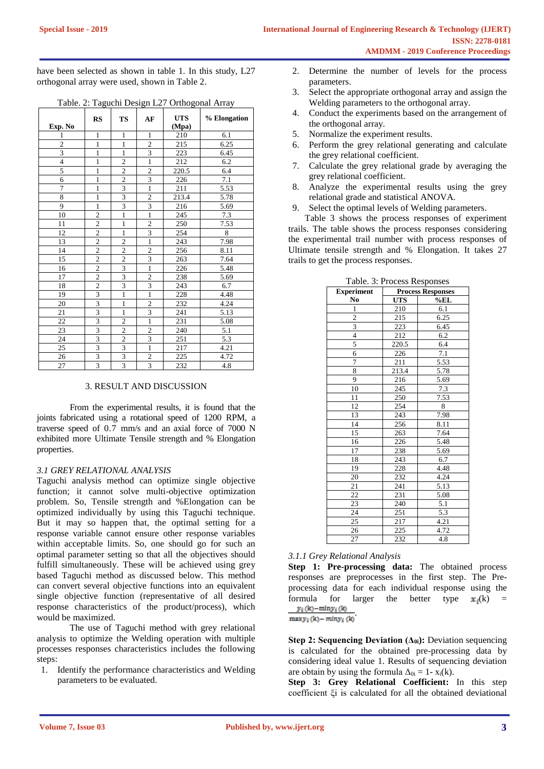have been selected as shown in table 1. In this study, L27 orthogonal array were used, shown in Table 2.

Table. 2: Taguchi Design L27 Orthogonal Array

| Exp. No | RS | TS | AF | UTS (Mpa) | % Elongation |
|---|---|---|---|---|---|
| 1 | 1 | 1 | 1 | 210 | 6.1 |
| 2 | 1 | 1 | 2 | 215 | 6.25 |
| 3 | 1 | 1 | 3 | 223 | 6.45 |
| 4 | 1 | 2 | 1 | 212 | 6.2 |
| 5 | 1 | 2 | 2 | 220.5 | 6.4 |
| 6 | 1 | 2 | 3 | 226 | 7.1 |
| 7 | 1 | 3 | 1 | 211 | 5.53 |
| 8 | 1 | 3 | 2 | 213.4 | 5.78 |
| 9 | 1 | 3 | 3 | 216 | 5.69 |
| 10 | 2 | 1 | 1 | 245 | 7.3 |
| 11 | 2 | 1 | 2 | 250 | 7.53 |
| 12 | 2 | 1 | 3 | 254 | 8 |
| 13 | 2 | 2 | 1 | 243 | 7.98 |
| 14 | 2 | 2 | 2 | 256 | 8.11 |
| 15 | 2 | 2 | 3 | 263 | 7.64 |
| 16 | 2 | 3 | 1 | 226 | 5.48 |
| 17 | 2 | 3 | 2 | 238 | 5.69 |
| 18 | 2 | 3 | 3 | 243 | 6.7 |
| 19 | 3 | 1 | 1 | 228 | 4.48 |
| 20 | 3 | 1 | 2 | 232 | 4.24 |
| 21 | 3 | 1 | 3 | 241 | 5.13 |
| 22 | 3 | 2 | 1 | 231 | 5.08 |
| 23 | 3 | 2 | 2 | 240 | 5.1 |
| 24 | 3 | 2 | 3 | 251 | 5.3 |
| 25 | 3 | 3 | 1 | 217 | 4.21 |
| 26 | 3 | 3 | 2 | 225 | 4.72 |
| 27 | 3 | 3 | 3 | 232 | 4.8 |

## 3. RESULT AND DISCUSSION

From the experimental results, it is found that the joints fabricated using a rotational speed of 1200 RPM, a traverse speed of 0.7 mm/s and an axial force of 7000 N exhibited more Ultimate Tensile strength and % Elongation properties.

### *3.1 GREY RELATIONAL ANALYSIS*

Taguchi analysis method can optimize single objective function; it cannot solve multi-objective optimization problem. So, Tensile strength and %Elongation can be optimized individually by using this Taguchi technique. But it may so happen that, the optimal setting for a response variable cannot ensure other response variables within acceptable limits. So, one should go for such an optimal parameter setting so that all the objectives should fulfill simultaneously. These will be achieved using grey based Taguchi method as discussed below. This method can convert several objective functions into an equivalent single objective function (representative of all desired response characteristics of the product/process), which would be maximized.

The use of Taguchi method with grey relational analysis to optimize the Welding operation with multiple processes responses characteristics includes the following steps:

1. Identify the performance characteristics and Welding parameters to be evaluated.
2. Determine the number of levels for the process parameters.
3. Select the appropriate orthogonal array and assign the Welding parameters to the orthogonal array.
4. Conduct the experiments based on the arrangement of the orthogonal array.
5. Normalize the experiment results.
6. Perform the grey relational generating and calculate the grey relational coefficient.
7. Calculate the grey relational grade by averaging the grey relational coefficient.
8. Analyze the experimental results using the grey relational grade and statistical ANOVA.
9. Select the optimal levels of Welding parameters.

Table 3 shows the process responses of experiment trails. The table shows the process responses considering the experimental trail number with process responses of Ultimate tensile strength and % Elongation. It takes 27 trails to get the process responses.

Table. 3: Process Responses

| Experiment No | Process Responses | |
|---|---|---|
| | UTS | %EL |
| 1 | 210 | 6.1 |
| 2 | 215 | 6.25 |
| 3 | 223 | 6.45 |
| 4 | 212 | 6.2 |
| 5 | 220.5 | 6.4 |
| 6 | 226 | 7.1 |
| 7 | 211 | 5.53 |
| 8 | 213.4 | 5.78 |
| 9 | 216 | 5.69 |
| 10 | 245 | 7.3 |
| 11 | 250 | 7.53 |
| 12 | 254 | 8 |
| 13 | 243 | 7.98 |
| 14 | 256 | 8.11 |
| 15 | 263 | 7.64 |
| 16 | 226 | 5.48 |
| 17 | 238 | 5.69 |
| 18 | 243 | 6.7 |
| 19 | 228 | 4.48 |
| 20 | 232 | 4.24 |
| 21 | 241 | 5.13 |
| 22 | 231 | 5.08 |
| 23 | 240 | 5.1 |
| 24 | 251 | 5.3 |
| 25 | 217 | 4.21 |
| 26 | 225 | 4.72 |
| 27 | 232 | 4.8 |

#### *3.1.1 Grey Relational Analysis*

**Step 1: Pre-processing data:** The obtained process responses are preprocessed in the first step. The Pre-processing data for each individual response using the formula for larger the better type $x_i(k) = \frac{y_i(k) - \min y_i(k)}{\max y_i(k) - \min y_i(k)}$.

**Step 2: Sequencing Deviation ($\Delta_{0i}$):** Deviation sequencing is calculated for the obtained pre-processing data by considering ideal value 1. Results of sequencing deviation are obtain by using the formula $\Delta_{0i} = 1 - x_i(k)$.

**Step 3: Grey Relational Coefficient:** In this step coefficient $\xi i$ is calculated for all the obtained deviational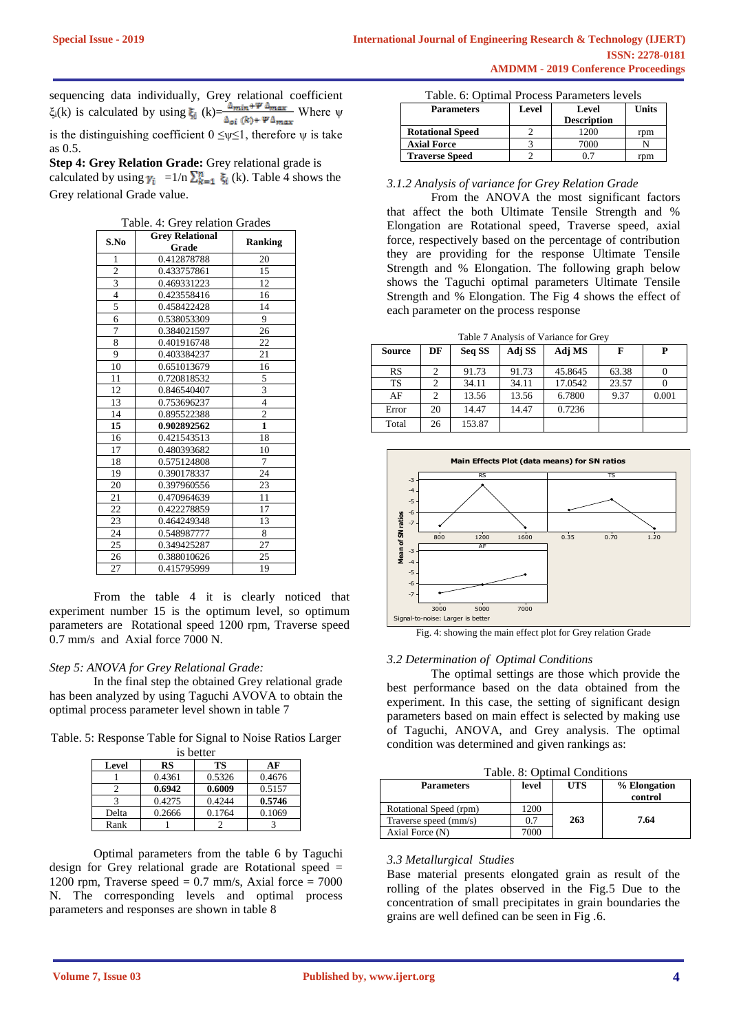sequencing data individually, Grey relational coefficient $\xi_i(k)$ is calculated by using $\xi_i(k)=\frac{\Delta_{min}+\Psi\Delta_{max}}{\Delta_{oi}(k)+\Psi\Delta_{max}}$ Where ψ is the distinguishing coefficient $0 \leq \psi \leq 1$, therefore ψ is take as 0.5.

**Step 4: Grey Relation Grade:** Grey relational grade is calculated by using $\gamma_i = 1/n \sum_{k=1}^{n} \xi_i(k)$. Table 4 shows the Grey relational Grade value.

Table. 4: Grey relation Grades

| S.No | Grey Relational Grade | Ranking |
|---|---|---|
| 1 | 0.412878788 | 20 |
| 2 | 0.433757861 | 15 |
| 3 | 0.469331223 | 12 |
| 4 | 0.423558416 | 16 |
| 5 | 0.458422428 | 14 |
| 6 | 0.538053309 | 9 |
| 7 | 0.384021597 | 26 |
| 8 | 0.401916748 | 22 |
| 9 | 0.403384237 | 21 |
| 10 | 0.651013679 | 16 |
| 11 | 0.720818532 | 5 |
| 12 | 0.846540407 | 3 |
| 13 | 0.753696237 | 4 |
| 14 | 0.895522388 | 2 |
| **15** | **0.902892562** | **1** |
| 16 | 0.421543513 | 18 |
| 17 | 0.480393682 | 10 |
| 18 | 0.575124808 | 7 |
| 19 | 0.390178337 | 24 |
| 20 | 0.397960556 | 23 |
| 21 | 0.470964639 | 11 |
| 22 | 0.422278859 | 17 |
| 23 | 0.464249348 | 13 |
| 24 | 0.548987777 | 8 |
| 25 | 0.349425287 | 27 |
| 26 | 0.388010626 | 25 |
| 27 | 0.415795999 | 19 |

From the table 4 it is clearly noticed that experiment number 15 is the optimum level, so optimum parameters are Rotational speed 1200 rpm, Traverse speed 0.7 mm/s and Axial force 7000 N.

*Step 5: ANOVA for Grey Relational Grade:*

In the final step the obtained Grey relational grade has been analyzed by using Taguchi AVOVA to obtain the optimal process parameter level shown in table 7

Table. 5: Response Table for Signal to Noise Ratios Larger is better

| Level | RS | TS | AF |
|---|---|---|---|
| 1 | 0.4361 | 0.5326 | 0.4676 |
| 2 | **0.6942** | **0.6009** | 0.5157 |
| 3 | 0.4275 | 0.4244 | **0.5746** |
| Delta | 0.2666 | 0.1764 | 0.1069 |
| Rank | 1 | 2 | 3 |

Optimal parameters from the table 6 by Taguchi design for Grey relational grade are Rotational speed = 1200 rpm, Traverse speed = 0.7 mm/s, Axial force = 7000 N. The corresponding levels and optimal process parameters and responses are shown in table 8

Table. 6: Optimal Process Parameters levels

| Parameters | Level | Level Description | Units |
|---|---|---|---|
| **Rotational Speed** | 2 | 1200 | rpm |
| **Axial Force** | 3 | 7000 | N |
| **Traverse Speed** | 2 | 0.7 | rpm |

*3.1.2 Analysis of variance for Grey Relation Grade*

From the ANOVA the most significant factors that affect the both Ultimate Tensile Strength and % Elongation are Rotational speed, Traverse speed, axial force, respectively based on the percentage of contribution they are providing for the response Ultimate Tensile Strength and % Elongation. The following graph below shows the Taguchi optimal parameters Ultimate Tensile Strength and % Elongation. The Fig 4 shows the effect of each parameter on the process response

Table 7 Analysis of Variance for Grey

| Source | DF | Seq SS | Adj SS | Adj MS | F | P |
|---|---|---|---|---|---|---|
| RS | 2 | 91.73 | 91.73 | 45.8645 | 63.38 | 0 |
| TS | 2 | 34.11 | 34.11 | 17.0542 | 23.57 | 0 |
| AF | 2 | 13.56 | 13.56 | 6.7800 | 9.37 | 0.001 |
| Error | 20 | 14.47 | 14.47 | 0.7236 | | |
| Total | 26 | 153.87 | | | | |

Fig. 4: showing the main effect plot for Grey relation Grade

*3.2 Determination of Optimal Conditions*

The optimal settings are those which provide the best performance based on the data obtained from the experiment. In this case, the setting of significant design parameters based on main effect is selected by making use of Taguchi, ANOVA, and Grey analysis. The optimal condition was determined and given rankings as:

Table. 8: Optimal Conditions

| Parameters | level | UTS | % Elongation control |
|---|---|---|---|
| Rotational Speed (rpm) | 1200 | 263 | 7.64 |
| Traverse speed (mm/s) | 0.7 | | |
| Axial Force (N) | 7000 | | |

*3.3 Metallurgical Studies*

Base material presents elongated grain as result of the rolling of the plates observed in the Fig.5 Due to the concentration of small precipitates in grain boundaries the grains are well defined can be seen in Fig .6.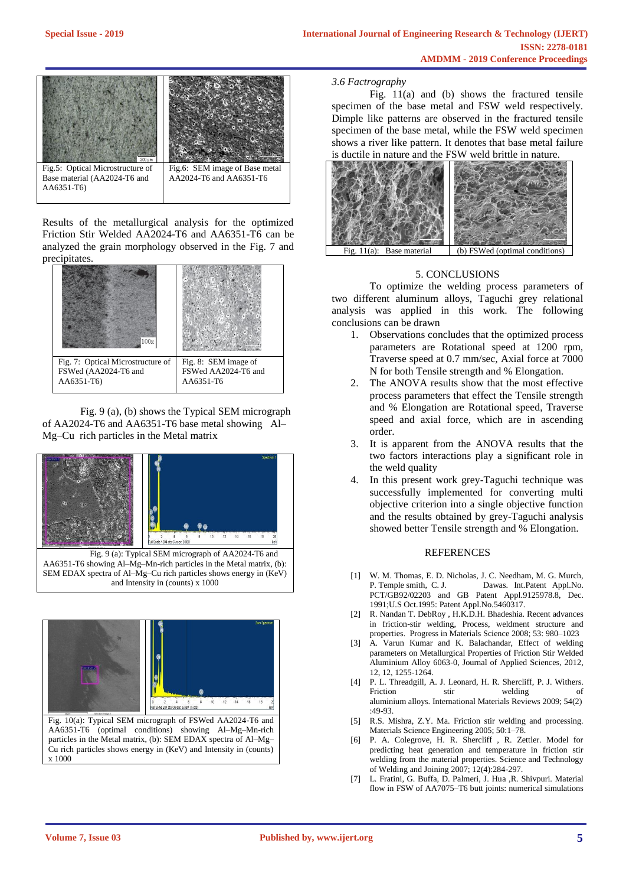Fig.5: Optical Microstructure of Base material (AA2024-T6 and AA6351-T6)

Fig.6: SEM image of Base metal AA2024-T6 and AA6351-T6

Results of the metallurgical analysis for the optimized Friction Stir Welded AA2024-T6 and AA6351-T6 can be analyzed the grain morphology observed in the Fig. 7 and precipitates.

Fig. 7: Optical Microstructure of FSWed (AA2024-T6 and AA6351-T6)

Fig. 8: SEM image of FSWed AA2024-T6 and AA6351-T6

Fig. 9 (a), (b) shows the Typical SEM micrograph of AA2024-T6 and AA6351-T6 base metal showing Al–Mg–Cu rich particles in the Metal matrix

Fig. 9 (a): Typical SEM micrograph of AA2024-T6 and AA6351-T6 showing Al–Mg–Mn-rich particles in the Metal matrix, (b): SEM EDAX spectra of Al–Mg–Cu rich particles shows energy in (KeV) and Intensity in (counts) x 1000

Fig. 10(a): Typical SEM micrograph of FSWed AA2024-T6 and AA6351-T6 (optimal conditions) showing Al–Mg–Mn-rich particles in the Metal matrix, (b): SEM EDAX spectra of Al–Mg–Cu rich particles shows energy in (KeV) and Intensity in (counts) x 1000

### *3.6 Factrography*

Fig. 11(a) and (b) shows the fractured tensile specimen of the base metal and FSW weld respectively. Dimple like patterns are observed in the fractured tensile specimen of the base metal, while the FSW weld specimen shows a river like pattern. It denotes that base metal failure is ductile in nature and the FSW weld brittle in nature.

Fig. 11(a): Base material (b) FSWed (optimal conditions)

## 5. CONCLUSIONS

To optimize the welding process parameters of two different aluminum alloys, Taguchi grey relational analysis was applied in this work. The following conclusions can be drawn

1. Observations concludes that the optimized process parameters are Rotational speed at 1200 rpm, Traverse speed at 0.7 mm/sec, Axial force at 7000 N for both Tensile strength and % Elongation.
2. The ANOVA results show that the most effective process parameters that effect the Tensile strength and % Elongation are Rotational speed, Traverse speed and axial force, which are in ascending order.
3. It is apparent from the ANOVA results that the two factors interactions play a significant role in the weld quality
4. In this present work grey-Taguchi technique was successfully implemented for converting multi objective criterion into a single objective function and the results obtained by grey-Taguchi analysis showed better Tensile strength and % Elongation.

## REFERENCES

[1] W. M. Thomas, E. D. Nicholas, J. C. Needham, M. G. Murch, P. Temple smith, C. J. Dawas. Int.Patent Appl.No. PCT/GB92/02203 and GB Patent Appl.9125978.8, Dec. 1991;U.S Oct.1995: Patent Appl.No.5460317.

[2] R. Nandan T. DebRoy , H.K.D.H. Bhadeshia. Recent advances in friction-stir welding, Process, weldment structure and properties. Progress in Materials Science 2008; 53: 980–1023

[3] A. Varun Kumar and K. Balachandar, Effect of welding parameters on Metallurgical Properties of Friction Stir Welded Aluminium Alloy 6063-0, Journal of Applied Sciences, 2012, 12, 12, 1255-1264.

[4] P. L. Threadgill, A. J. Leonard, H. R. Shercliff, P. J. Withers. Friction stir welding of aluminium alloys. International Materials Reviews 2009; 54(2) :49-93.

[5] R.S. Mishra, Z.Y. Ma. Friction stir welding and processing. Materials Science Engineering 2005; 50:1–78.

[6] P. A. Colegrove, H. R. Shercliff , R. Zettler. Model for predicting heat generation and temperature in friction stir welding from the material properties. Science and Technology of Welding and Joining 2007; 12(4):284-297.

[7] L. Fratini, G. Buffa, D. Palmeri, J. Hua ,R. Shivpuri. Material flow in FSW of AA7075–T6 butt joints: numerical simulations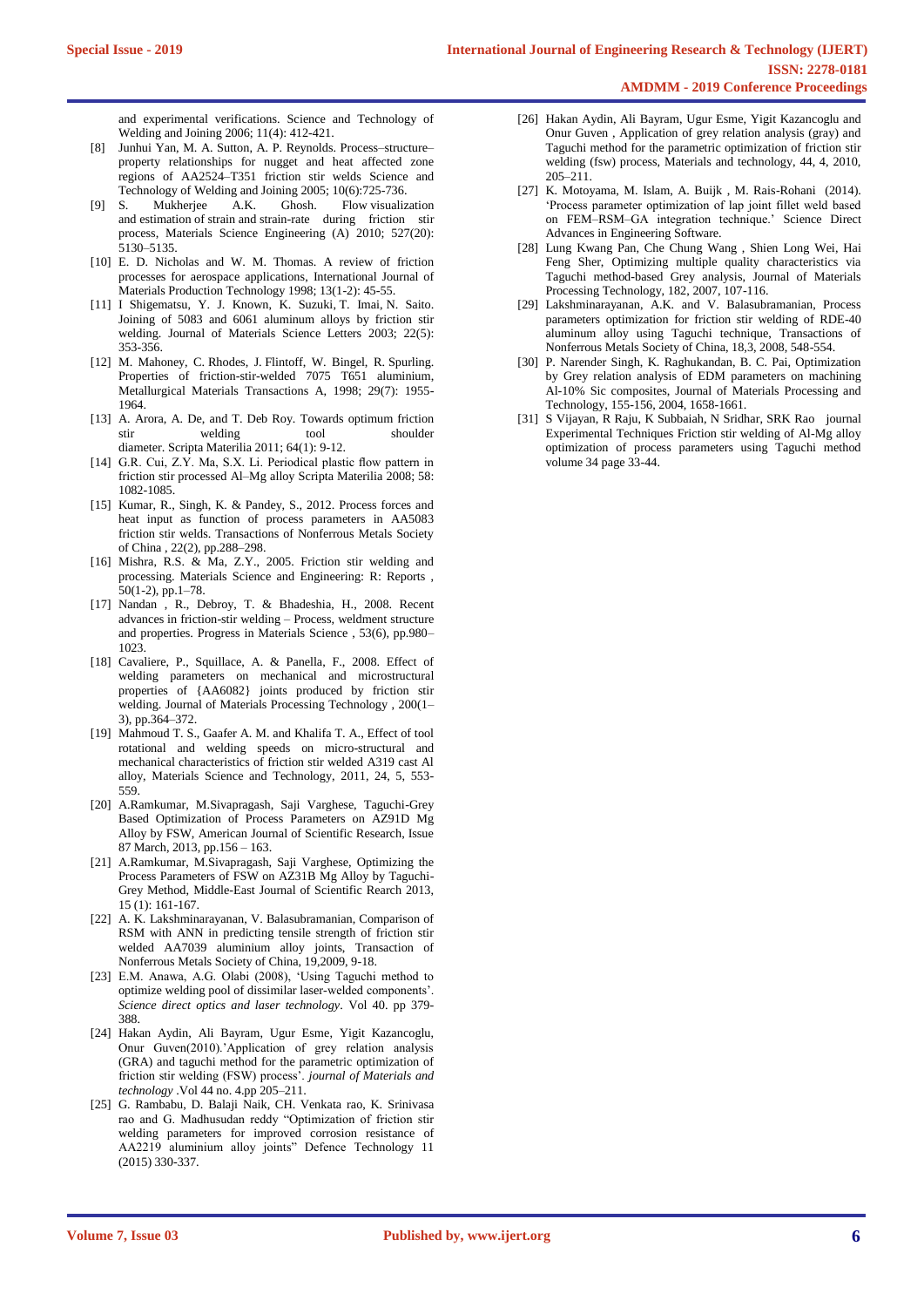and experimental verifications. Science and Technology of Welding and Joining 2006; 11(4): 412-421.

[8] Junhui Yan, M. A. Sutton, A. P. Reynolds. Process–structure–property relationships for nugget and heat affected zone regions of AA2524–T351 friction stir welds Science and Technology of Welding and Joining 2005; 10(6):725-736.

[9] S. Mukherjee A.K. Ghosh. Flow visualization and estimation of strain and strain-rate during friction stir process, Materials Science Engineering (A) 2010; 527(20): 5130–5135.

[10] E. D. Nicholas and W. M. Thomas. A review of friction processes for aerospace applications, International Journal of Materials Production Technology 1998; 13(1-2): 45-55.

[11] I Shigematsu, Y. J. Known, K. Suzuki, T. Imai, N. Saito. Joining of 5083 and 6061 aluminum alloys by friction stir welding. Journal of Materials Science Letters 2003; 22(5): 353-356.

[12] M. Mahoney, C. Rhodes, J. Flintoff, W. Bingel, R. Spurling. Properties of friction-stir-welded 7075 T651 aluminium, Metallurgical Materials Transactions A, 1998; 29(7): 1955-1964.

[13] A. Arora, A. De, and T. Deb Roy. Towards optimum friction stir welding tool shoulder diameter. Scripta Materilia 2011; 64(1): 9-12.

[14] G.R. Cui, Z.Y. Ma, S.X. Li. Periodical plastic flow pattern in friction stir processed Al–Mg alloy Scripta Materilia 2008; 58: 1082-1085.

[15] Kumar, R., Singh, K. & Pandey, S., 2012. Process forces and heat input as function of process parameters in AA5083 friction stir welds. Transactions of Nonferrous Metals Society of China , 22(2), pp.288–298.

[16] Mishra, R.S. & Ma, Z.Y., 2005. Friction stir welding and processing. Materials Science and Engineering: R: Reports , 50(1-2), pp.1–78.

[17] Nandan , R., Debroy, T. & Bhadeshia, H., 2008. Recent advances in friction-stir welding – Process, weldment structure and properties. Progress in Materials Science , 53(6), pp.980–1023.

[18] Cavaliere, P., Squillace, A. & Panella, F., 2008. Effect of welding parameters on mechanical and microstructural properties of {AA6082} joints produced by friction stir welding. Journal of Materials Processing Technology , 200(1–3), pp.364–372.

[19] Mahmoud T. S., Gaafer A. M. and Khalifa T. A., Effect of tool rotational and welding speeds on micro-structural and mechanical characteristics of friction stir welded A319 cast Al alloy, Materials Science and Technology, 2011, 24, 5, 553-559.

[20] A.Ramkumar, M.Sivapragash, Saji Varghese, Taguchi-Grey Based Optimization of Process Parameters on AZ91D Mg Alloy by FSW, American Journal of Scientific Research, Issue 87 March, 2013, pp.156 – 163.

[21] A.Ramkumar, M.Sivapragash, Saji Varghese, Optimizing the Process Parameters of FSW on AZ31B Mg Alloy by Taguchi-Grey Method, Middle-East Journal of Scientific Rearch 2013, 15 (1): 161-167.

[22] A. K. Lakshminarayanan, V. Balasubramanian, Comparison of RSM with ANN in predicting tensile strength of friction stir welded AA7039 aluminium alloy joints, Transaction of Nonferrous Metals Society of China, 19,2009, 9-18.

[23] E.M. Anawa, A.G. Olabi (2008), 'Using Taguchi method to optimize welding pool of dissimilar laser-welded components'. *Science direct optics and laser technology*. Vol 40. pp 379-388.

[24] Hakan Aydin, Ali Bayram, Ugur Esme, Yigit Kazancoglu, Onur Guven(2010).'Application of grey relation analysis (GRA) and taguchi method for the parametric optimization of friction stir welding (FSW) process'. *journal of Materials and technology* .Vol 44 no. 4.pp 205–211.

[25] G. Rambabu, D. Balaji Naik, CH. Venkata rao, K. Srinivasa rao and G. Madhusudan reddy "Optimization of friction stir welding parameters for improved corrosion resistance of AA2219 aluminium alloy joints" Defence Technology 11 (2015) 330-337.

[26] Hakan Aydin, Ali Bayram, Ugur Esme, Yigit Kazancoglu and Onur Guven , Application of grey relation analysis (gray) and Taguchi method for the parametric optimization of friction stir welding (fsw) process, Materials and technology, 44, 4, 2010, 205–211.

[27] K. Motoyama, M. Islam, A. Buijk , M. Rais-Rohani (2014). 'Process parameter optimization of lap joint fillet weld based on FEM–RSM–GA integration technique.' Science Direct Advances in Engineering Software.

[28] Lung Kwang Pan, Che Chung Wang , Shien Long Wei, Hai Feng Sher, Optimizing multiple quality characteristics via Taguchi method-based Grey analysis, Journal of Materials Processing Technology, 182, 2007, 107-116.

[29] Lakshminarayanan, A.K. and V. Balasubramanian, Process parameters optimization for friction stir welding of RDE-40 aluminum alloy using Taguchi technique, Transactions of Nonferrous Metals Society of China, 18,3, 2008, 548-554.

[30] P. Narender Singh, K. Raghukandan, B. C. Pai, Optimization by Grey relation analysis of EDM parameters on machining Al-10% Sic composites, Journal of Materials Processing and Technology, 155-156, 2004, 1658-1661.

[31] S Vijayan, R Raju, K Subbaiah, N Sridhar, SRK Rao journal Experimental Techniques Friction stir welding of Al-Mg alloy optimization of process parameters using Taguchi method volume 34 page 33-44.